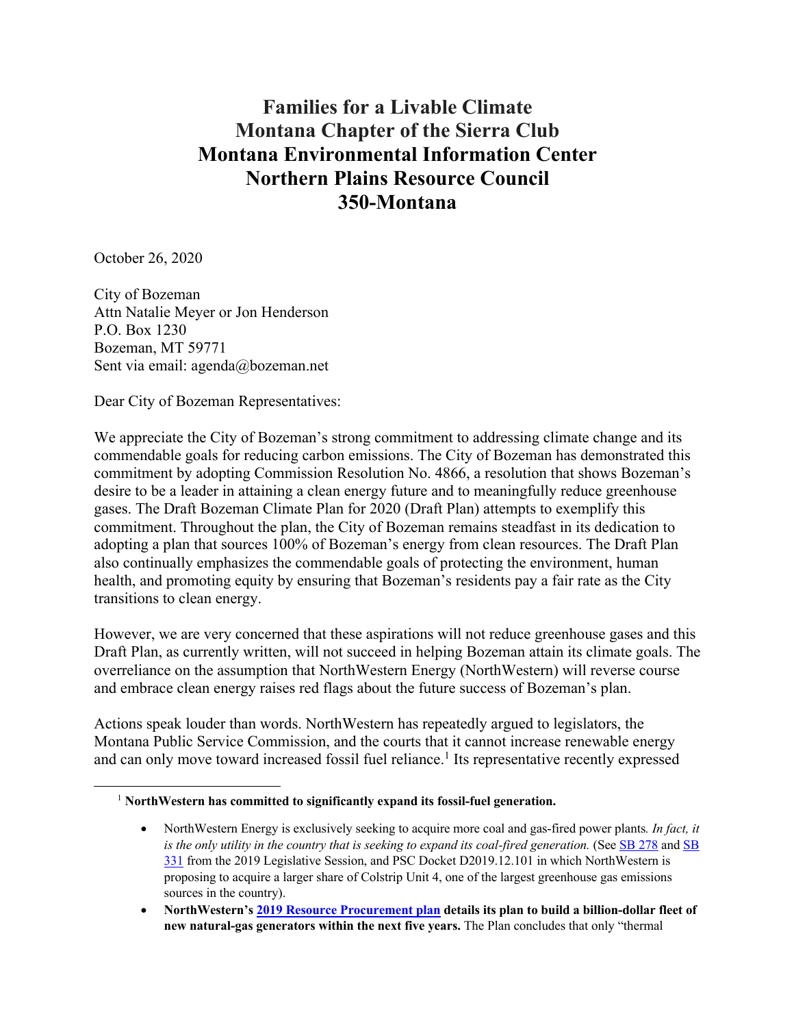# Families for a Livable Climate
# Montana Chapter of the Sierra Club
# Montana Environmental Information Center
# Northern Plains Resource Council
# 350-Montana

October 26, 2020

City of Bozeman
Attn Natalie Meyer or Jon Henderson
P.O. Box 1230
Bozeman, MT 59771
Sent via email: agenda@bozeman.net

Dear City of Bozeman Representatives:

We appreciate the City of Bozeman's strong commitment to addressing climate change and its commendable goals for reducing carbon emissions. The City of Bozeman has demonstrated this commitment by adopting Commission Resolution No. 4866, a resolution that shows Bozeman's desire to be a leader in attaining a clean energy future and to meaningfully reduce greenhouse gases. The Draft Bozeman Climate Plan for 2020 (Draft Plan) attempts to exemplify this commitment. Throughout the plan, the City of Bozeman remains steadfast in its dedication to adopting a plan that sources 100% of Bozeman's energy from clean resources. The Draft Plan also continually emphasizes the commendable goals of protecting the environment, human health, and promoting equity by ensuring that Bozeman's residents pay a fair rate as the City transitions to clean energy.

However, we are very concerned that these aspirations will not reduce greenhouse gases and this Draft Plan, as currently written, will not succeed in helping Bozeman attain its climate goals. The overreliance on the assumption that NorthWestern Energy (NorthWestern) will reverse course and embrace clean energy raises red flags about the future success of Bozeman's plan.

Actions speak louder than words. NorthWestern has repeatedly argued to legislators, the Montana Public Service Commission, and the courts that it cannot increase renewable energy and can only move toward increased fossil fuel reliance.[1] Its representative recently expressed

---

[1] **NorthWestern has committed to significantly expand its fossil-fuel generation.**

- NorthWestern Energy is exclusively seeking to acquire more coal and gas-fired power plants. *In fact, it is the only utility in the country that is seeking to expand its coal-fired generation.* (See SB 278 and SB 331 from the 2019 Legislative Session, and PSC Docket D2019.12.101 in which NorthWestern is proposing to acquire a larger share of Colstrip Unit 4, one of the largest greenhouse gas emissions sources in the country).
- **NorthWestern's 2019 Resource Procurement plan details its plan to build a billion-dollar fleet of new natural-gas generators within the next five years.** The Plan concludes that only "thermal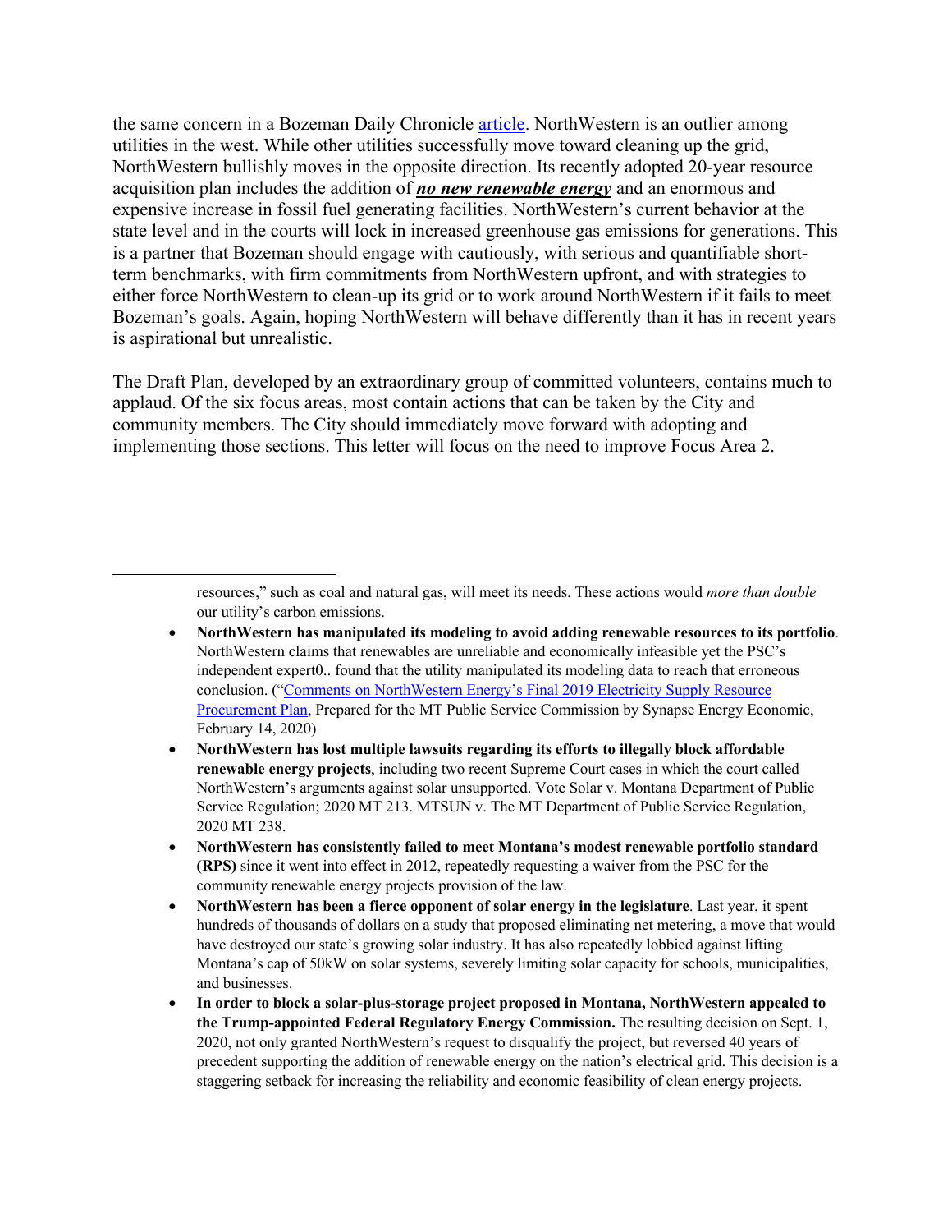the same concern in a Bozeman Daily Chronicle article. NorthWestern is an outlier among utilities in the west. While other utilities successfully move toward cleaning up the grid, NorthWestern bullishly moves in the opposite direction. Its recently adopted 20-year resource acquisition plan includes the addition of ***no new renewable energy*** and an enormous and expensive increase in fossil fuel generating facilities. NorthWestern's current behavior at the state level and in the courts will lock in increased greenhouse gas emissions for generations. This is a partner that Bozeman should engage with cautiously, with serious and quantifiable short-term benchmarks, with firm commitments from NorthWestern upfront, and with strategies to either force NorthWestern to clean-up its grid or to work around NorthWestern if it fails to meet Bozeman's goals. Again, hoping NorthWestern will behave differently than it has in recent years is aspirational but unrealistic.

The Draft Plan, developed by an extraordinary group of committed volunteers, contains much to applaud. Of the six focus areas, most contain actions that can be taken by the City and community members. The City should immediately move forward with adopting and implementing those sections. This letter will focus on the need to improve Focus Area 2.

---

resources," such as coal and natural gas, will meet its needs. These actions would *more than double* our utility's carbon emissions.

- **NorthWestern has manipulated its modeling to avoid adding renewable resources to its portfolio**. NorthWestern claims that renewables are unreliable and economically infeasible yet the PSC's independent expert0.. found that the utility manipulated its modeling data to reach that erroneous conclusion. ("Comments on NorthWestern Energy's Final 2019 Electricity Supply Resource Procurement Plan, Prepared for the MT Public Service Commission by Synapse Energy Economic, February 14, 2020)
- **NorthWestern has lost multiple lawsuits regarding its efforts to illegally block affordable renewable energy projects**, including two recent Supreme Court cases in which the court called NorthWestern's arguments against solar unsupported. Vote Solar v. Montana Department of Public Service Regulation; 2020 MT 213. MTSUN v. The MT Department of Public Service Regulation, 2020 MT 238.
- **NorthWestern has consistently failed to meet Montana's modest renewable portfolio standard (RPS)** since it went into effect in 2012, repeatedly requesting a waiver from the PSC for the community renewable energy projects provision of the law.
- **NorthWestern has been a fierce opponent of solar energy in the legislature**. Last year, it spent hundreds of thousands of dollars on a study that proposed eliminating net metering, a move that would have destroyed our state's growing solar industry. It has also repeatedly lobbied against lifting Montana's cap of 50kW on solar systems, severely limiting solar capacity for schools, municipalities, and businesses.
- **In order to block a solar-plus-storage project proposed in Montana, NorthWestern appealed to the Trump-appointed Federal Regulatory Energy Commission.** The resulting decision on Sept. 1, 2020, not only granted NorthWestern's request to disqualify the project, but reversed 40 years of precedent supporting the addition of renewable energy on the nation's electrical grid. This decision is a staggering setback for increasing the reliability and economic feasibility of clean energy projects.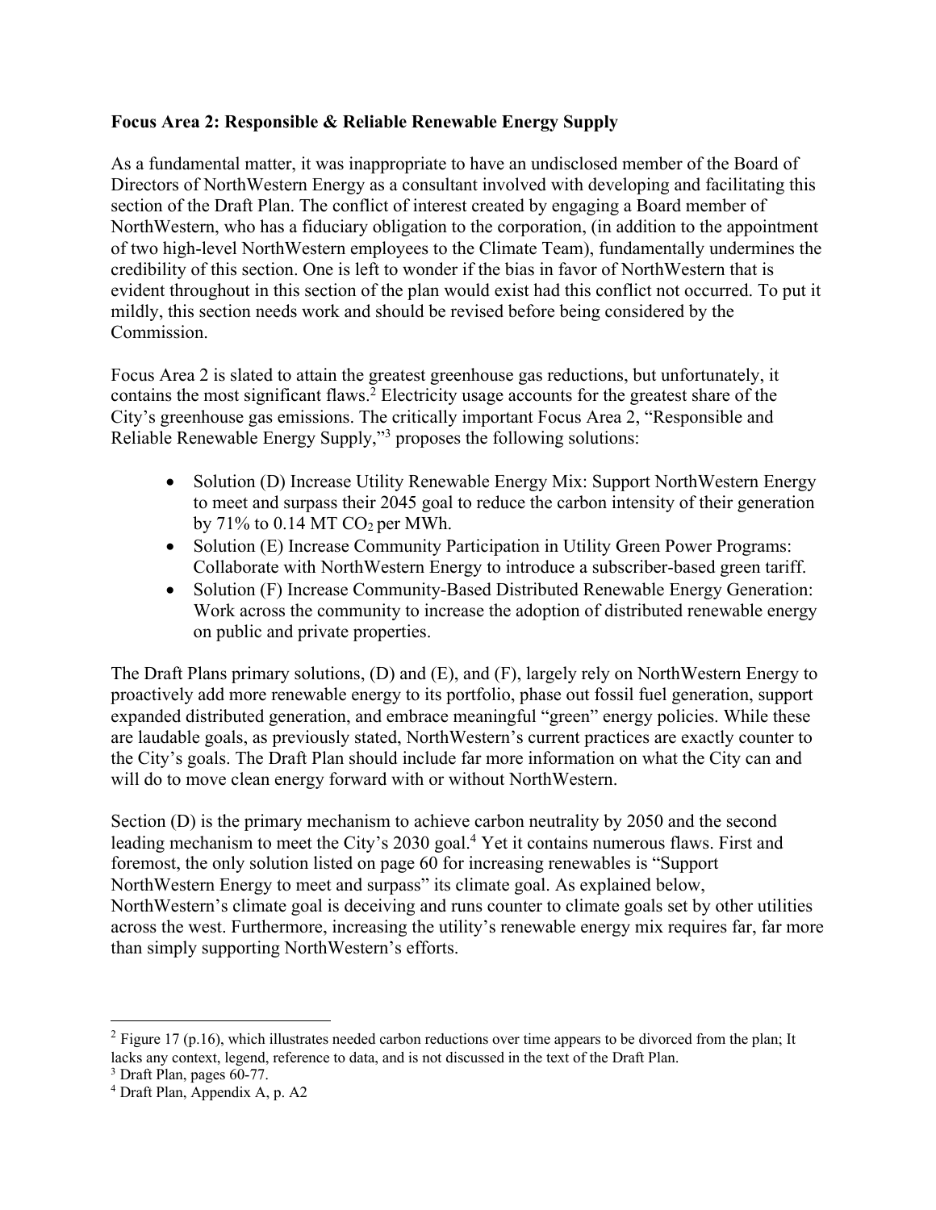**Focus Area 2: Responsible & Reliable Renewable Energy Supply**

As a fundamental matter, it was inappropriate to have an undisclosed member of the Board of Directors of NorthWestern Energy as a consultant involved with developing and facilitating this section of the Draft Plan. The conflict of interest created by engaging a Board member of NorthWestern, who has a fiduciary obligation to the corporation, (in addition to the appointment of two high-level NorthWestern employees to the Climate Team), fundamentally undermines the credibility of this section. One is left to wonder if the bias in favor of NorthWestern that is evident throughout in this section of the plan would exist had this conflict not occurred. To put it mildly, this section needs work and should be revised before being considered by the Commission.

Focus Area 2 is slated to attain the greatest greenhouse gas reductions, but unfortunately, it contains the most significant flaws.[2] Electricity usage accounts for the greatest share of the City's greenhouse gas emissions. The critically important Focus Area 2, "Responsible and Reliable Renewable Energy Supply,"[3] proposes the following solutions:

- Solution (D) Increase Utility Renewable Energy Mix: Support NorthWestern Energy to meet and surpass their 2045 goal to reduce the carbon intensity of their generation by 71% to 0.14 MT $CO_2$ per MWh.
- Solution (E) Increase Community Participation in Utility Green Power Programs: Collaborate with NorthWestern Energy to introduce a subscriber-based green tariff.
- Solution (F) Increase Community-Based Distributed Renewable Energy Generation: Work across the community to increase the adoption of distributed renewable energy on public and private properties.

The Draft Plans primary solutions, (D) and (E), and (F), largely rely on NorthWestern Energy to proactively add more renewable energy to its portfolio, phase out fossil fuel generation, support expanded distributed generation, and embrace meaningful "green" energy policies. While these are laudable goals, as previously stated, NorthWestern's current practices are exactly counter to the City's goals. The Draft Plan should include far more information on what the City can and will do to move clean energy forward with or without NorthWestern.

Section (D) is the primary mechanism to achieve carbon neutrality by 2050 and the second leading mechanism to meet the City's 2030 goal.[4] Yet it contains numerous flaws. First and foremost, the only solution listed on page 60 for increasing renewables is "Support NorthWestern Energy to meet and surpass" its climate goal. As explained below, NorthWestern's climate goal is deceiving and runs counter to climate goals set by other utilities across the west. Furthermore, increasing the utility's renewable energy mix requires far, far more than simply supporting NorthWestern's efforts.

---

[2] Figure 17 (p.16), which illustrates needed carbon reductions over time appears to be divorced from the plan; It lacks any context, legend, reference to data, and is not discussed in the text of the Draft Plan.

[3] Draft Plan, pages 60-77.

[4] Draft Plan, Appendix A, p. A2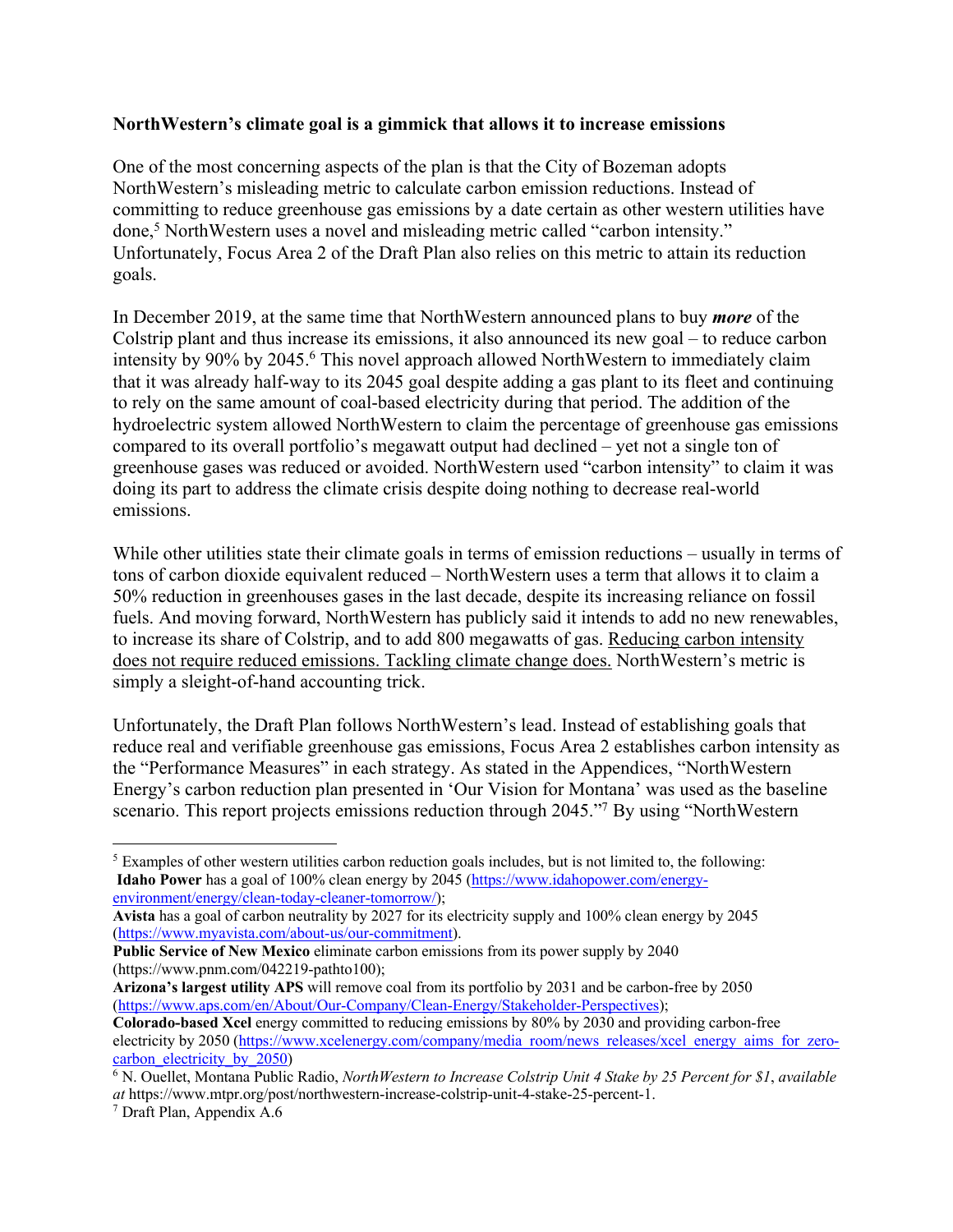**NorthWestern's climate goal is a gimmick that allows it to increase emissions**

One of the most concerning aspects of the plan is that the City of Bozeman adopts NorthWestern's misleading metric to calculate carbon emission reductions. Instead of committing to reduce greenhouse gas emissions by a date certain as other western utilities have done,[5] NorthWestern uses a novel and misleading metric called "carbon intensity." Unfortunately, Focus Area 2 of the Draft Plan also relies on this metric to attain its reduction goals.

In December 2019, at the same time that NorthWestern announced plans to buy ***more*** of the Colstrip plant and thus increase its emissions, it also announced its new goal – to reduce carbon intensity by 90% by 2045.[6] This novel approach allowed NorthWestern to immediately claim that it was already half-way to its 2045 goal despite adding a gas plant to its fleet and continuing to rely on the same amount of coal-based electricity during that period. The addition of the hydroelectric system allowed NorthWestern to claim the percentage of greenhouse gas emissions compared to its overall portfolio's megawatt output had declined – yet not a single ton of greenhouse gases was reduced or avoided. NorthWestern used "carbon intensity" to claim it was doing its part to address the climate crisis despite doing nothing to decrease real-world emissions.

While other utilities state their climate goals in terms of emission reductions – usually in terms of tons of carbon dioxide equivalent reduced – NorthWestern uses a term that allows it to claim a 50% reduction in greenhouses gases in the last decade, despite its increasing reliance on fossil fuels. And moving forward, NorthWestern has publicly said it intends to add no new renewables, to increase its share of Colstrip, and to add 800 megawatts of gas. <u>Reducing carbon intensity does not require reduced emissions. Tackling climate change does.</u> NorthWestern's metric is simply a sleight-of-hand accounting trick.

Unfortunately, the Draft Plan follows NorthWestern's lead. Instead of establishing goals that reduce real and verifiable greenhouse gas emissions, Focus Area 2 establishes carbon intensity as the "Performance Measures" in each strategy. As stated in the Appendices, "NorthWestern Energy's carbon reduction plan presented in 'Our Vision for Montana' was used as the baseline scenario. This report projects emissions reduction through 2045."[7] By using "NorthWestern

---

[5] Examples of other western utilities carbon reduction goals includes, but is not limited to, the following:
**Idaho Power** has a goal of 100% clean energy by 2045 (https://www.idahopower.com/energy-environment/energy/clean-today-cleaner-tomorrow/);
**Avista** has a goal of carbon neutrality by 2027 for its electricity supply and 100% clean energy by 2045 (https://www.myavista.com/about-us/our-commitment).
**Public Service of New Mexico** eliminate carbon emissions from its power supply by 2040 (https://www.pnm.com/042219-pathto100);
**Arizona's largest utility APS** will remove coal from its portfolio by 2031 and be carbon-free by 2050 (https://www.aps.com/en/About/Our-Company/Clean-Energy/Stakeholder-Perspectives);
**Colorado-based Xcel** energy committed to reducing emissions by 80% by 2030 and providing carbon-free electricity by 2050 (https://www.xcelenergy.com/company/media_room/news_releases/xcel_energy_aims_for_zero-carbon_electricity_by_2050)

[6] N. Ouellet, Montana Public Radio, *NorthWestern to Increase Colstrip Unit 4 Stake by 25 Percent for $1*, *available at* https://www.mtpr.org/post/northwestern-increase-colstrip-unit-4-stake-25-percent-1.

[7] Draft Plan, Appendix A.6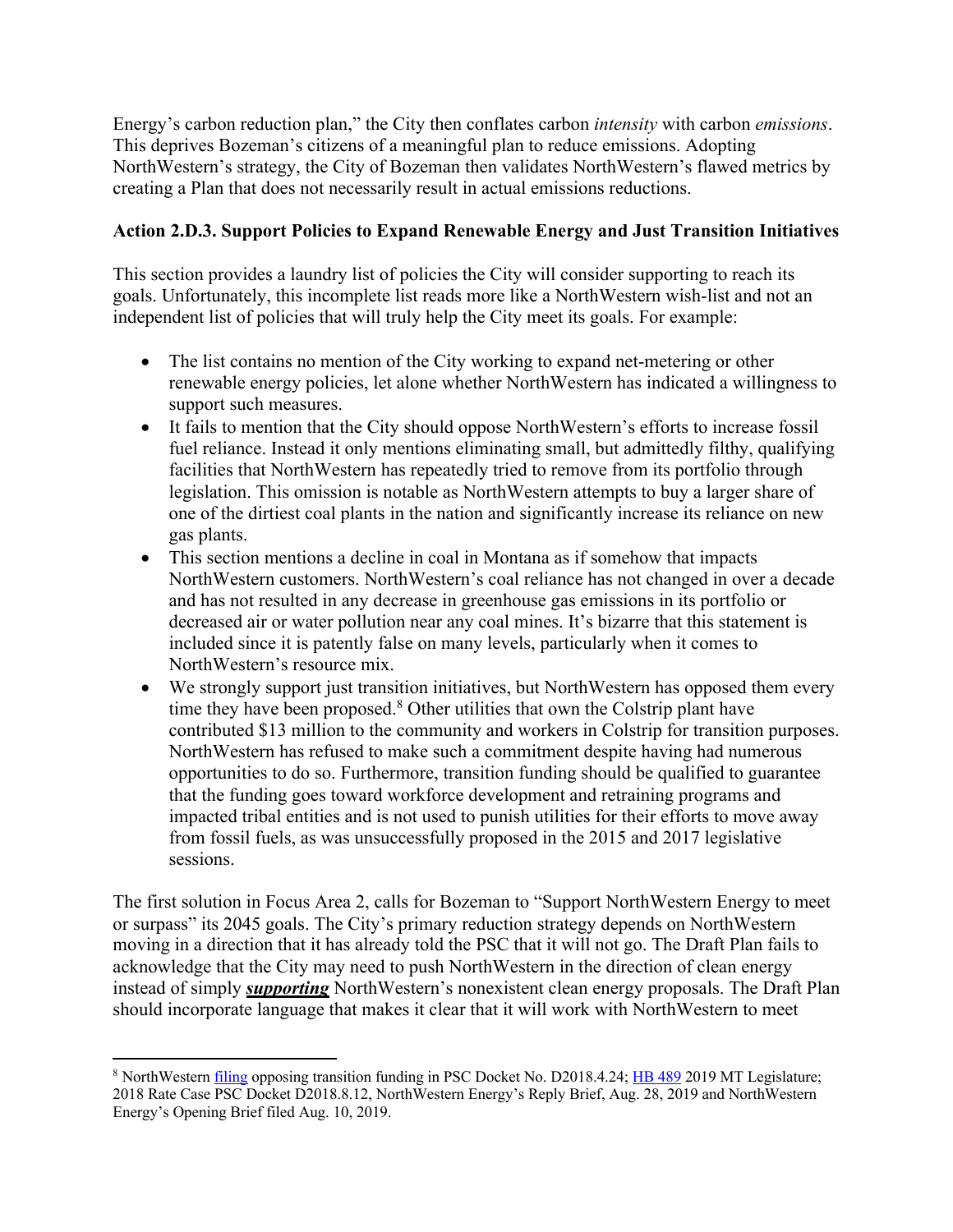Energy's carbon reduction plan," the City then conflates carbon *intensity* with carbon *emissions*. This deprives Bozeman's citizens of a meaningful plan to reduce emissions. Adopting NorthWestern's strategy, the City of Bozeman then validates NorthWestern's flawed metrics by creating a Plan that does not necessarily result in actual emissions reductions.

### Action 2.D.3. Support Policies to Expand Renewable Energy and Just Transition Initiatives

This section provides a laundry list of policies the City will consider supporting to reach its goals. Unfortunately, this incomplete list reads more like a NorthWestern wish-list and not an independent list of policies that will truly help the City meet its goals. For example:

- The list contains no mention of the City working to expand net-metering or other renewable energy policies, let alone whether NorthWestern has indicated a willingness to support such measures.
- It fails to mention that the City should oppose NorthWestern's efforts to increase fossil fuel reliance. Instead it only mentions eliminating small, but admittedly filthy, qualifying facilities that NorthWestern has repeatedly tried to remove from its portfolio through legislation. This omission is notable as NorthWestern attempts to buy a larger share of one of the dirtiest coal plants in the nation and significantly increase its reliance on new gas plants.
- This section mentions a decline in coal in Montana as if somehow that impacts NorthWestern customers. NorthWestern's coal reliance has not changed in over a decade and has not resulted in any decrease in greenhouse gas emissions in its portfolio or decreased air or water pollution near any coal mines. It's bizarre that this statement is included since it is patently false on many levels, particularly when it comes to NorthWestern's resource mix.
- We strongly support just transition initiatives, but NorthWestern has opposed them every time they have been proposed.[8] Other utilities that own the Colstrip plant have contributed $13 million to the community and workers in Colstrip for transition purposes. NorthWestern has refused to make such a commitment despite having had numerous opportunities to do so. Furthermore, transition funding should be qualified to guarantee that the funding goes toward workforce development and retraining programs and impacted tribal entities and is not used to punish utilities for their efforts to move away from fossil fuels, as was unsuccessfully proposed in the 2015 and 2017 legislative sessions.

The first solution in Focus Area 2, calls for Bozeman to "Support NorthWestern Energy to meet or surpass" its 2045 goals. The City's primary reduction strategy depends on NorthWestern moving in a direction that it has already told the PSC that it will not go. The Draft Plan fails to acknowledge that the City may need to push NorthWestern in the direction of clean energy instead of simply ***supporting*** NorthWestern's nonexistent clean energy proposals. The Draft Plan should incorporate language that makes it clear that it will work with NorthWestern to meet

[8] NorthWestern filing opposing transition funding in PSC Docket No. D2018.4.24; HB 489 2019 MT Legislature; 2018 Rate Case PSC Docket D2018.8.12, NorthWestern Energy's Reply Brief, Aug. 28, 2019 and NorthWestern Energy's Opening Brief filed Aug. 10, 2019.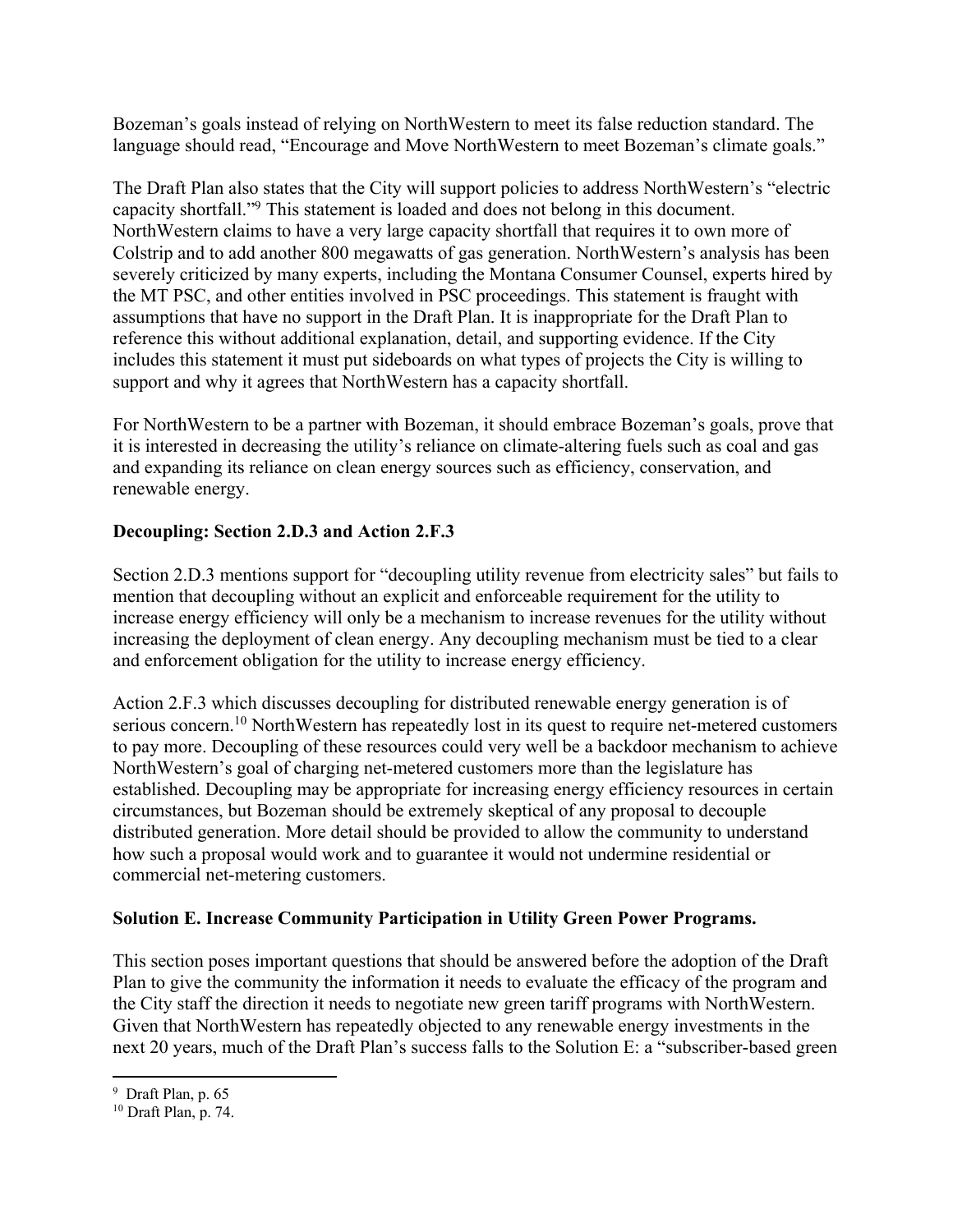Bozeman's goals instead of relying on NorthWestern to meet its false reduction standard. The language should read, "Encourage and Move NorthWestern to meet Bozeman's climate goals."

The Draft Plan also states that the City will support policies to address NorthWestern's "electric capacity shortfall."[9] This statement is loaded and does not belong in this document. NorthWestern claims to have a very large capacity shortfall that requires it to own more of Colstrip and to add another 800 megawatts of gas generation. NorthWestern's analysis has been severely criticized by many experts, including the Montana Consumer Counsel, experts hired by the MT PSC, and other entities involved in PSC proceedings. This statement is fraught with assumptions that have no support in the Draft Plan. It is inappropriate for the Draft Plan to reference this without additional explanation, detail, and supporting evidence. If the City includes this statement it must put sideboards on what types of projects the City is willing to support and why it agrees that NorthWestern has a capacity shortfall.

For NorthWestern to be a partner with Bozeman, it should embrace Bozeman's goals, prove that it is interested in decreasing the utility's reliance on climate-altering fuels such as coal and gas and expanding its reliance on clean energy sources such as efficiency, conservation, and renewable energy.

**Decoupling: Section 2.D.3 and Action 2.F.3**

Section 2.D.3 mentions support for "decoupling utility revenue from electricity sales" but fails to mention that decoupling without an explicit and enforceable requirement for the utility to increase energy efficiency will only be a mechanism to increase revenues for the utility without increasing the deployment of clean energy. Any decoupling mechanism must be tied to a clear and enforcement obligation for the utility to increase energy efficiency.

Action 2.F.3 which discusses decoupling for distributed renewable energy generation is of serious concern.[10] NorthWestern has repeatedly lost in its quest to require net-metered customers to pay more. Decoupling of these resources could very well be a backdoor mechanism to achieve NorthWestern's goal of charging net-metered customers more than the legislature has established. Decoupling may be appropriate for increasing energy efficiency resources in certain circumstances, but Bozeman should be extremely skeptical of any proposal to decouple distributed generation. More detail should be provided to allow the community to understand how such a proposal would work and to guarantee it would not undermine residential or commercial net-metering customers.

**Solution E. Increase Community Participation in Utility Green Power Programs.**

This section poses important questions that should be answered before the adoption of the Draft Plan to give the community the information it needs to evaluate the efficacy of the program and the City staff the direction it needs to negotiate new green tariff programs with NorthWestern. Given that NorthWestern has repeatedly objected to any renewable energy investments in the next 20 years, much of the Draft Plan's success falls to the Solution E: a "subscriber-based green

---

[9] Draft Plan, p. 65

[10] Draft Plan, p. 74.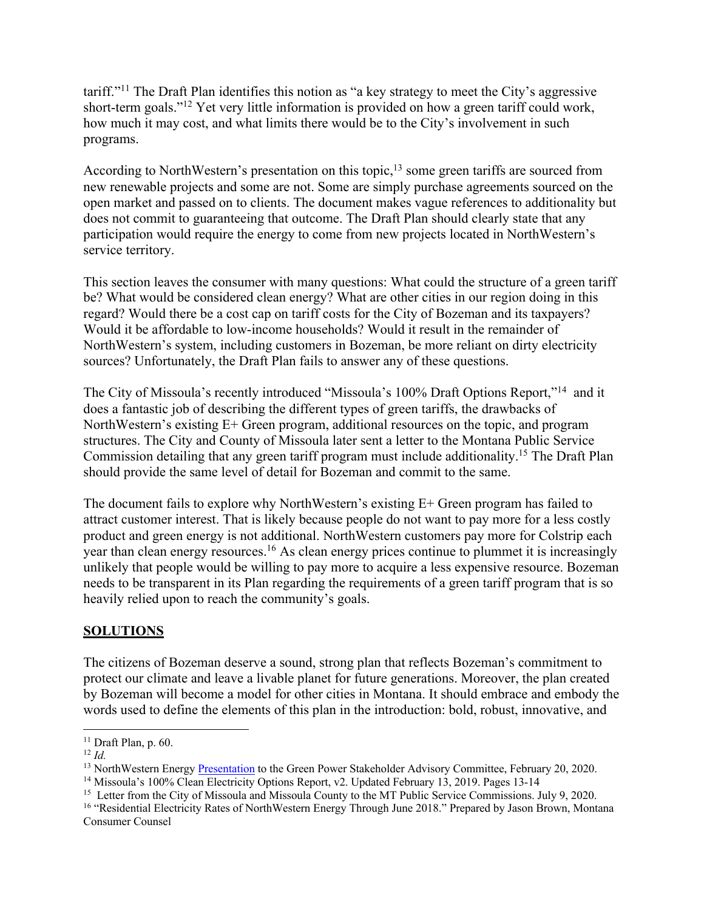tariff."[11] The Draft Plan identifies this notion as "a key strategy to meet the City's aggressive short-term goals."[12] Yet very little information is provided on how a green tariff could work, how much it may cost, and what limits there would be to the City's involvement in such programs.

According to NorthWestern's presentation on this topic,[13] some green tariffs are sourced from new renewable projects and some are not. Some are simply purchase agreements sourced on the open market and passed on to clients. The document makes vague references to additionality but does not commit to guaranteeing that outcome. The Draft Plan should clearly state that any participation would require the energy to come from new projects located in NorthWestern's service territory.

This section leaves the consumer with many questions: What could the structure of a green tariff be? What would be considered clean energy? What are other cities in our region doing in this regard? Would there be a cost cap on tariff costs for the City of Bozeman and its taxpayers? Would it be affordable to low-income households? Would it result in the remainder of NorthWestern's system, including customers in Bozeman, be more reliant on dirty electricity sources? Unfortunately, the Draft Plan fails to answer any of these questions.

The City of Missoula's recently introduced "Missoula's 100% Draft Options Report,"[14] and it does a fantastic job of describing the different types of green tariffs, the drawbacks of NorthWestern's existing E+ Green program, additional resources on the topic, and program structures. The City and County of Missoula later sent a letter to the Montana Public Service Commission detailing that any green tariff program must include additionality.[15] The Draft Plan should provide the same level of detail for Bozeman and commit to the same.

The document fails to explore why NorthWestern's existing E+ Green program has failed to attract customer interest. That is likely because people do not want to pay more for a less costly product and green energy is not additional. NorthWestern customers pay more for Colstrip each year than clean energy resources.[16] As clean energy prices continue to plummet it is increasingly unlikely that people would be willing to pay more to acquire a less expensive resource. Bozeman needs to be transparent in its Plan regarding the requirements of a green tariff program that is so heavily relied upon to reach the community's goals.

## SOLUTIONS

The citizens of Bozeman deserve a sound, strong plan that reflects Bozeman's commitment to protect our climate and leave a livable planet for future generations. Moreover, the plan created by Bozeman will become a model for other cities in Montana. It should embrace and embody the words used to define the elements of this plan in the introduction: bold, robust, innovative, and

---

[11] Draft Plan, p. 60.

[12] *Id.*

[13] NorthWestern Energy Presentation to the Green Power Stakeholder Advisory Committee, February 20, 2020.

[14] Missoula's 100% Clean Electricity Options Report, v2. Updated February 13, 2019. Pages 13-14

[15] Letter from the City of Missoula and Missoula County to the MT Public Service Commissions. July 9, 2020.

[16] "Residential Electricity Rates of NorthWestern Energy Through June 2018." Prepared by Jason Brown, Montana Consumer Counsel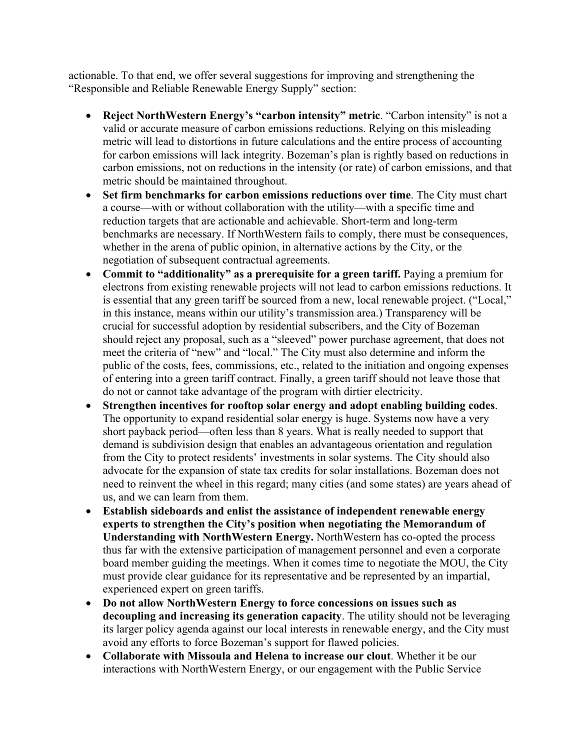actionable. To that end, we offer several suggestions for improving and strengthening the "Responsible and Reliable Renewable Energy Supply" section:

- **Reject NorthWestern Energy's "carbon intensity" metric**. "Carbon intensity" is not a valid or accurate measure of carbon emissions reductions. Relying on this misleading metric will lead to distortions in future calculations and the entire process of accounting for carbon emissions will lack integrity. Bozeman's plan is rightly based on reductions in carbon emissions, not on reductions in the intensity (or rate) of carbon emissions, and that metric should be maintained throughout.
- **Set firm benchmarks for carbon emissions reductions over time**. The City must chart a course—with or without collaboration with the utility—with a specific time and reduction targets that are actionable and achievable. Short-term and long-term benchmarks are necessary. If NorthWestern fails to comply, there must be consequences, whether in the arena of public opinion, in alternative actions by the City, or the negotiation of subsequent contractual agreements.
- **Commit to "additionality" as a prerequisite for a green tariff.** Paying a premium for electrons from existing renewable projects will not lead to carbon emissions reductions. It is essential that any green tariff be sourced from a new, local renewable project. ("Local," in this instance, means within our utility's transmission area.) Transparency will be crucial for successful adoption by residential subscribers, and the City of Bozeman should reject any proposal, such as a "sleeved" power purchase agreement, that does not meet the criteria of "new" and "local." The City must also determine and inform the public of the costs, fees, commissions, etc., related to the initiation and ongoing expenses of entering into a green tariff contract. Finally, a green tariff should not leave those that do not or cannot take advantage of the program with dirtier electricity.
- **Strengthen incentives for rooftop solar energy and adopt enabling building codes**. The opportunity to expand residential solar energy is huge. Systems now have a very short payback period—often less than 8 years. What is really needed to support that demand is subdivision design that enables an advantageous orientation and regulation from the City to protect residents' investments in solar systems. The City should also advocate for the expansion of state tax credits for solar installations. Bozeman does not need to reinvent the wheel in this regard; many cities (and some states) are years ahead of us, and we can learn from them.
- **Establish sideboards and enlist the assistance of independent renewable energy experts to strengthen the City's position when negotiating the Memorandum of Understanding with NorthWestern Energy.** NorthWestern has co-opted the process thus far with the extensive participation of management personnel and even a corporate board member guiding the meetings. When it comes time to negotiate the MOU, the City must provide clear guidance for its representative and be represented by an impartial, experienced expert on green tariffs.
- **Do not allow NorthWestern Energy to force concessions on issues such as decoupling and increasing its generation capacity**. The utility should not be leveraging its larger policy agenda against our local interests in renewable energy, and the City must avoid any efforts to force Bozeman's support for flawed policies.
- **Collaborate with Missoula and Helena to increase our clout**. Whether it be our interactions with NorthWestern Energy, or our engagement with the Public Service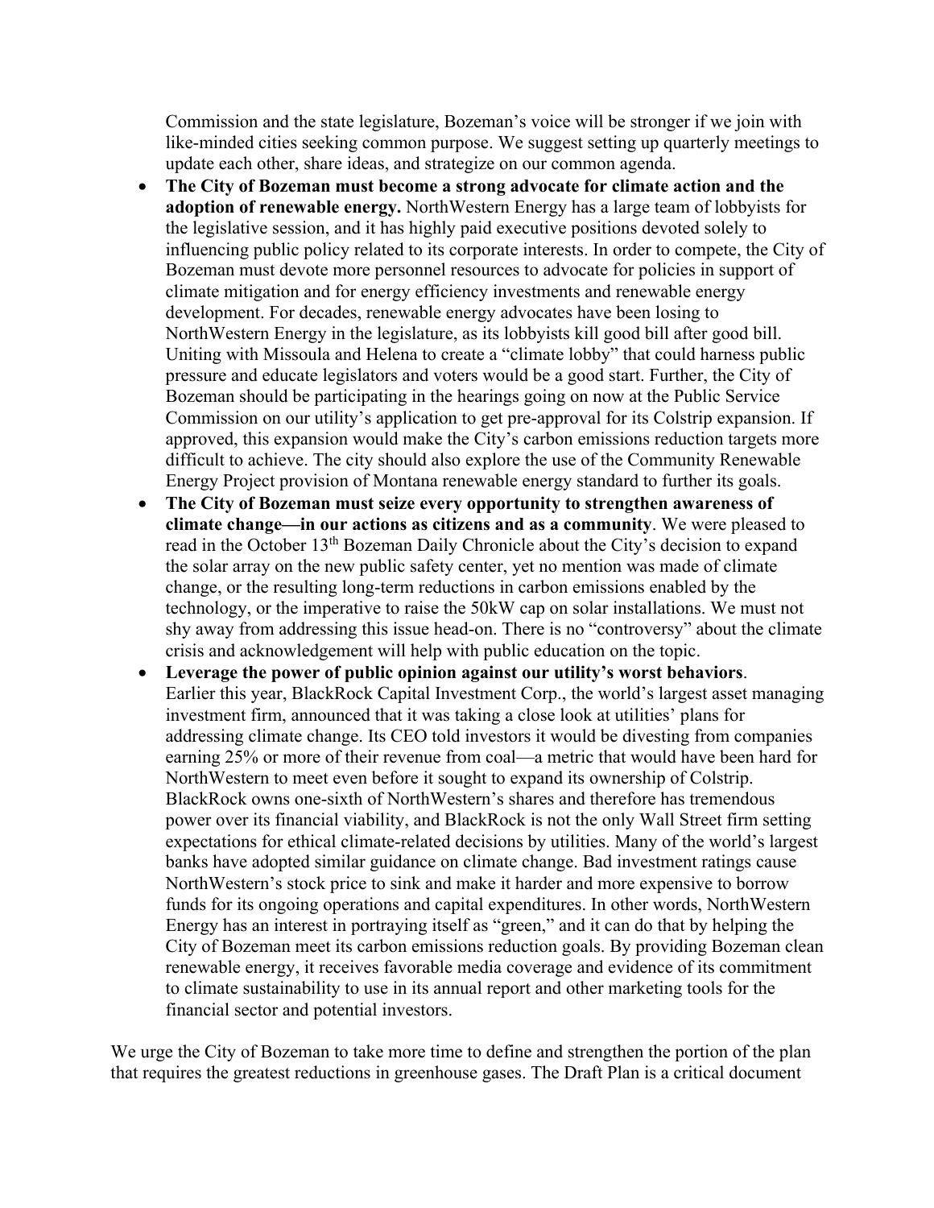Commission and the state legislature, Bozeman's voice will be stronger if we join with like-minded cities seeking common purpose. We suggest setting up quarterly meetings to update each other, share ideas, and strategize on our common agenda.

- **The City of Bozeman must become a strong advocate for climate action and the adoption of renewable energy.** NorthWestern Energy has a large team of lobbyists for the legislative session, and it has highly paid executive positions devoted solely to influencing public policy related to its corporate interests. In order to compete, the City of Bozeman must devote more personnel resources to advocate for policies in support of climate mitigation and for energy efficiency investments and renewable energy development. For decades, renewable energy advocates have been losing to NorthWestern Energy in the legislature, as its lobbyists kill good bill after good bill. Uniting with Missoula and Helena to create a "climate lobby" that could harness public pressure and educate legislators and voters would be a good start. Further, the City of Bozeman should be participating in the hearings going on now at the Public Service Commission on our utility's application to get pre-approval for its Colstrip expansion. If approved, this expansion would make the City's carbon emissions reduction targets more difficult to achieve. The city should also explore the use of the Community Renewable Energy Project provision of Montana renewable energy standard to further its goals.
- **The City of Bozeman must seize every opportunity to strengthen awareness of climate change—in our actions as citizens and as a community**. We were pleased to read in the October 13th Bozeman Daily Chronicle about the City's decision to expand the solar array on the new public safety center, yet no mention was made of climate change, or the resulting long-term reductions in carbon emissions enabled by the technology, or the imperative to raise the 50kW cap on solar installations. We must not shy away from addressing this issue head-on. There is no "controversy" about the climate crisis and acknowledgement will help with public education on the topic.
- **Leverage the power of public opinion against our utility's worst behaviors**. Earlier this year, BlackRock Capital Investment Corp., the world's largest asset managing investment firm, announced that it was taking a close look at utilities' plans for addressing climate change. Its CEO told investors it would be divesting from companies earning 25% or more of their revenue from coal—a metric that would have been hard for NorthWestern to meet even before it sought to expand its ownership of Colstrip. BlackRock owns one-sixth of NorthWestern's shares and therefore has tremendous power over its financial viability, and BlackRock is not the only Wall Street firm setting expectations for ethical climate-related decisions by utilities. Many of the world's largest banks have adopted similar guidance on climate change. Bad investment ratings cause NorthWestern's stock price to sink and make it harder and more expensive to borrow funds for its ongoing operations and capital expenditures. In other words, NorthWestern Energy has an interest in portraying itself as "green," and it can do that by helping the City of Bozeman meet its carbon emissions reduction goals. By providing Bozeman clean renewable energy, it receives favorable media coverage and evidence of its commitment to climate sustainability to use in its annual report and other marketing tools for the financial sector and potential investors.

We urge the City of Bozeman to take more time to define and strengthen the portion of the plan that requires the greatest reductions in greenhouse gases. The Draft Plan is a critical document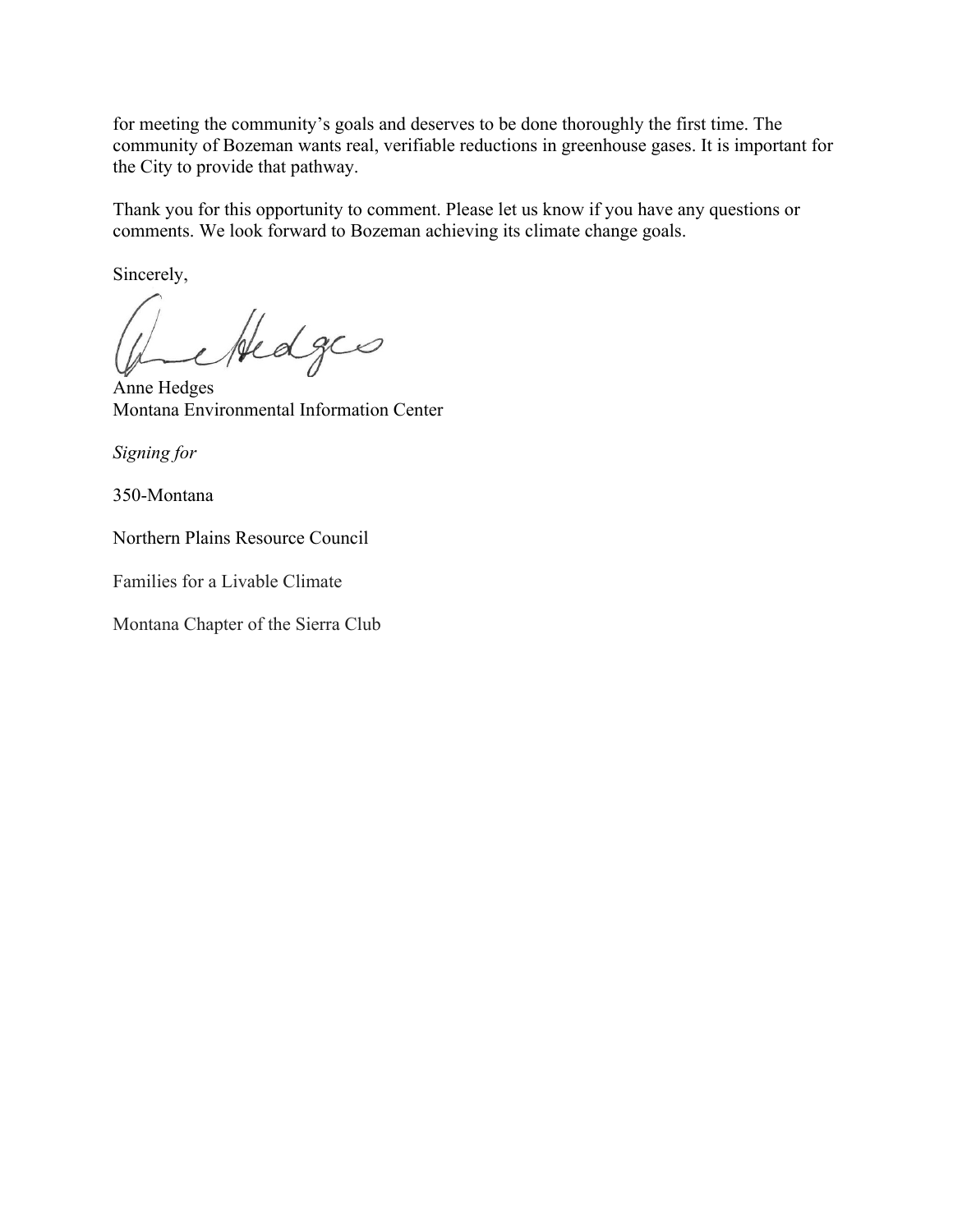for meeting the community's goals and deserves to be done thoroughly the first time. The community of Bozeman wants real, verifiable reductions in greenhouse gases. It is important for the City to provide that pathway.

Thank you for this opportunity to comment. Please let us know if you have any questions or comments. We look forward to Bozeman achieving its climate change goals.

Sincerely,

Anne Hedges
Montana Environmental Information Center

*Signing for*

350-Montana

Northern Plains Resource Council

Families for a Livable Climate

Montana Chapter of the Sierra Club